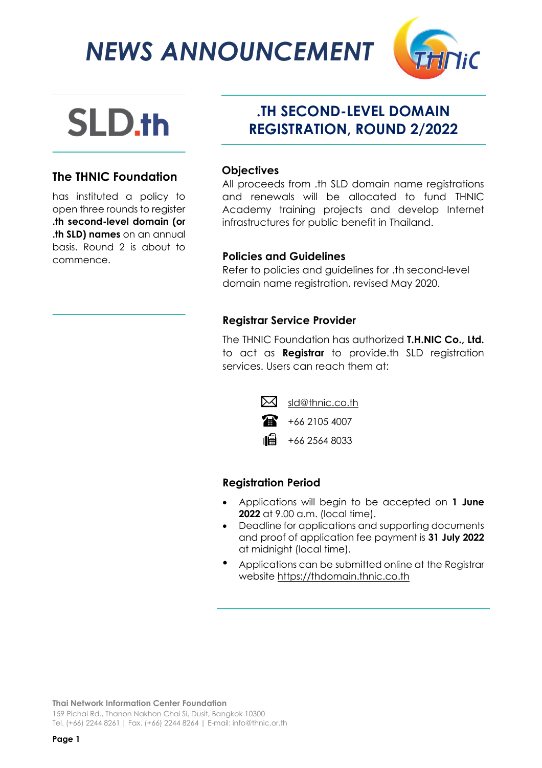# NEWS ANNOUNCEMENT

SLD.th

## .TH SECOND-LEVEL DOMAIN REGISTRATION, ROUND 2/2022

### The THNIC Foundation

has instituted a policy to open three rounds to register **.th second-level domain (or .th SLD) names** on an annual basis. Round 2 is about to commence.

### Objectives

All proceeds from .th SLD domain name registrations and renewals will be allocated to fund THNIC Academy training projects and develop Internet infrastructures for public benefit in Thailand.

### Policies and Guidelines

Refer to policies and guidelines for .th second-level domain name registration, revised May 2020.

### Registrar Service Provider

The THNIC Foundation has authorized **T.H.NIC Co., Ltd.** to act as **Registrar** to provide.th SLD registration services. Users can reach them at:

- Email: sld@thnic.co.th
- Tel: +66 2105 4007
- Fax: +66 2564 8033

### Registration Period

- Applications will begin to be accepted on **1 June 2022** at 9.00 a.m. (local time).
- Deadline for applications and supporting documents and proof of application fee payment is **31 July 2022** at midnight (local time).
- Applications can be submitted online at the Registrar website https://thdomain.thnic.co.th

**Thai Network Information Center Foundation**
159 Pichai Rd., Thanon Nakhon Chai Si, Dusit, Bangkok 10300
Tel. (+66) 2244 8261 | Fax. (+66) 2244 8264 | E-mail: info@thnic.or.th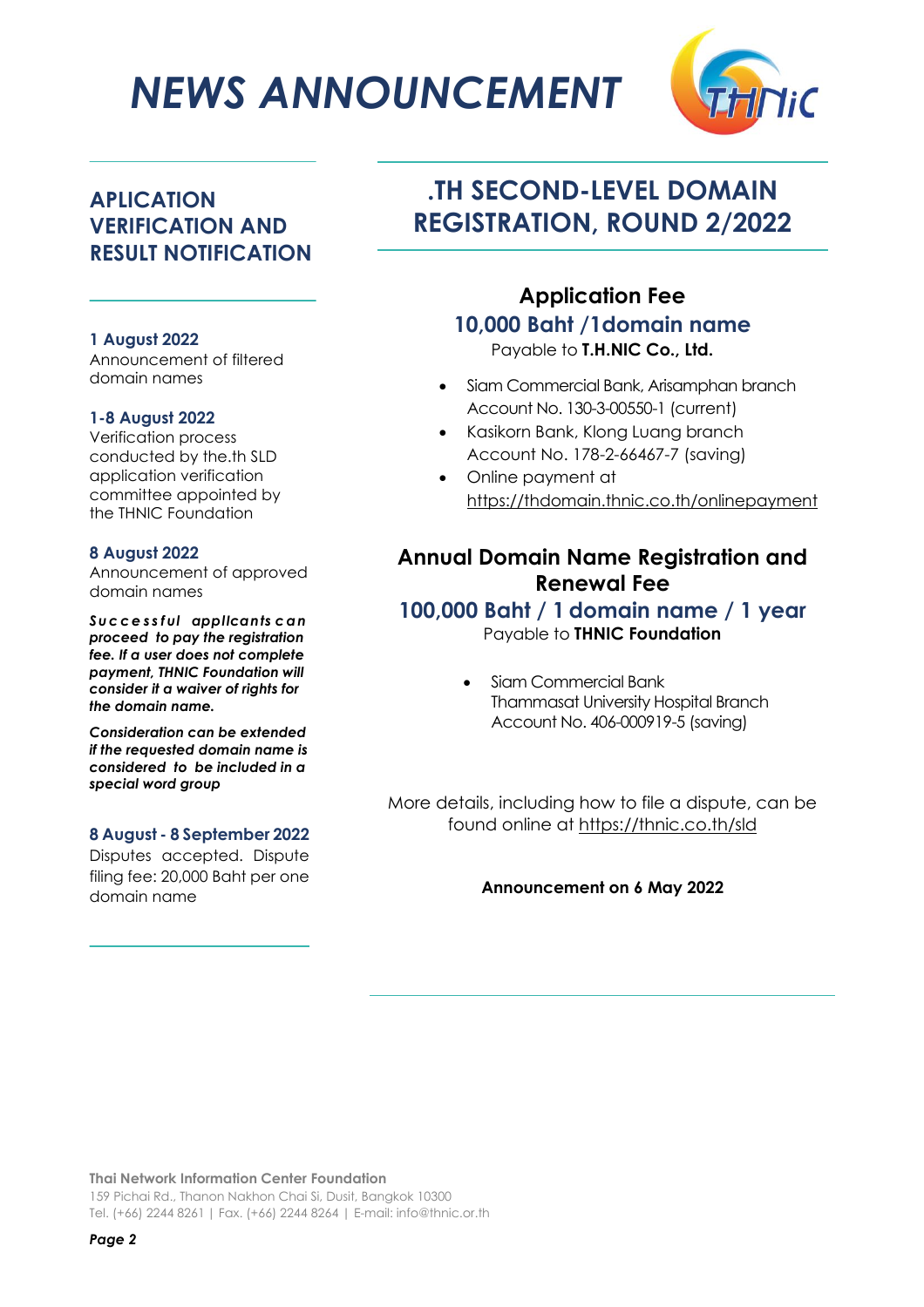# NEWS ANNOUNCEMENT

## APLICATION VERIFICATION AND RESULT NOTIFICATION

**1 August 2022**
Announcement of filtered domain names

**1-8 August 2022**
Verification process conducted by the.th SLD application verification committee appointed by the THNIC Foundation

**8 August 2022**
Announcement of approved domain names

***Successful applicants can proceed to pay the registration fee. If a user does not complete payment, THNIC Foundation will consider it a waiver of rights for the domain name.***

***Consideration can be extended if the requested domain name is considered to be included in a special word group***

**8 August - 8 September 2022**
Disputes accepted. Dispute filing fee: 20,000 Baht per one domain name

## .TH SECOND-LEVEL DOMAIN REGISTRATION, ROUND 2/2022

### Application Fee

**10,000 Baht /1domain name**

Payable to **T.H.NIC Co., Ltd.**

- Siam Commercial Bank, Arisamphan branch
  Account No. 130-3-00550-1 (current)
- Kasikorn Bank, Klong Luang branch
  Account No. 178-2-66467-7 (saving)
- Online payment at https://thdomain.thnic.co.th/onlinepayment

### Annual Domain Name Registration and Renewal Fee

**100,000 Baht / 1 domain name / 1 year**

Payable to **THNIC Foundation**

- Siam Commercial Bank
  Thammasat University Hospital Branch
  Account No. 406-000919-5 (saving)

More details, including how to file a dispute, can be found online at https://thnic.co.th/sld

**Announcement on 6 May 2022**

**Thai Network Information Center Foundation**
159 Pichai Rd., Thanon Nakhon Chai Si, Dusit, Bangkok 10300
Tel. (+66) 2244 8261 | Fax. (+66) 2244 8264 | E-mail: info@thnic.or.th